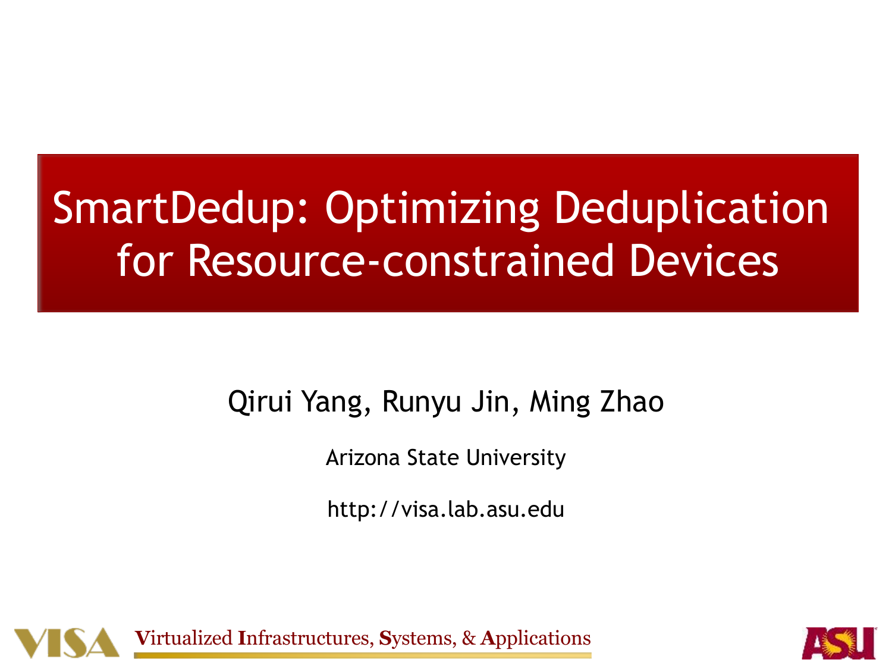# SmartDedup: Optimizing Deduplication for Resource-constrained Devices

Qirui Yang, Runyu Jin, Ming Zhao

Arizona State University

http://visa.lab.asu.edu

**V**irtualized **I**nfrastructures, **S**ystems, & **A**pplications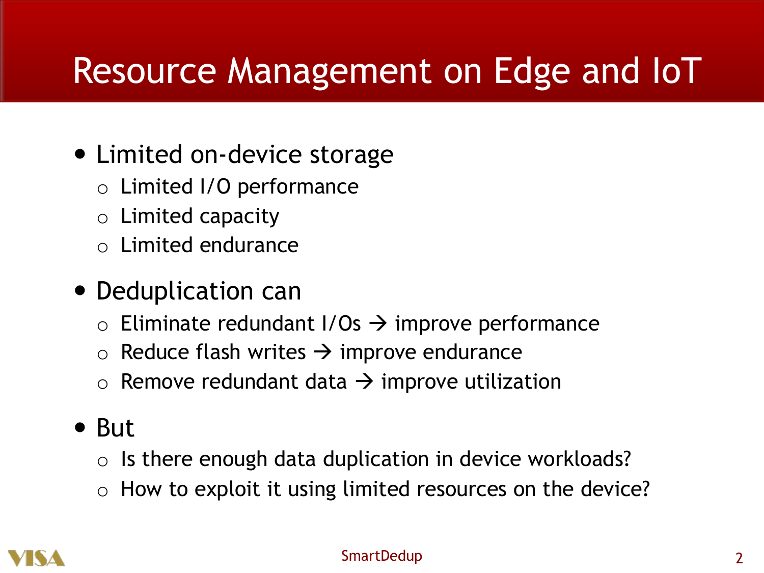# Resource Management on Edge and IoT

- Limited on-device storage
  - Limited I/O performance
  - Limited capacity
  - Limited endurance
- Deduplication can
  - Eliminate redundant I/Os → improve performance
  - Reduce flash writes → improve endurance
  - Remove redundant data → improve utilization
- But
  - Is there enough data duplication in device workloads?
  - How to exploit it using limited resources on the device?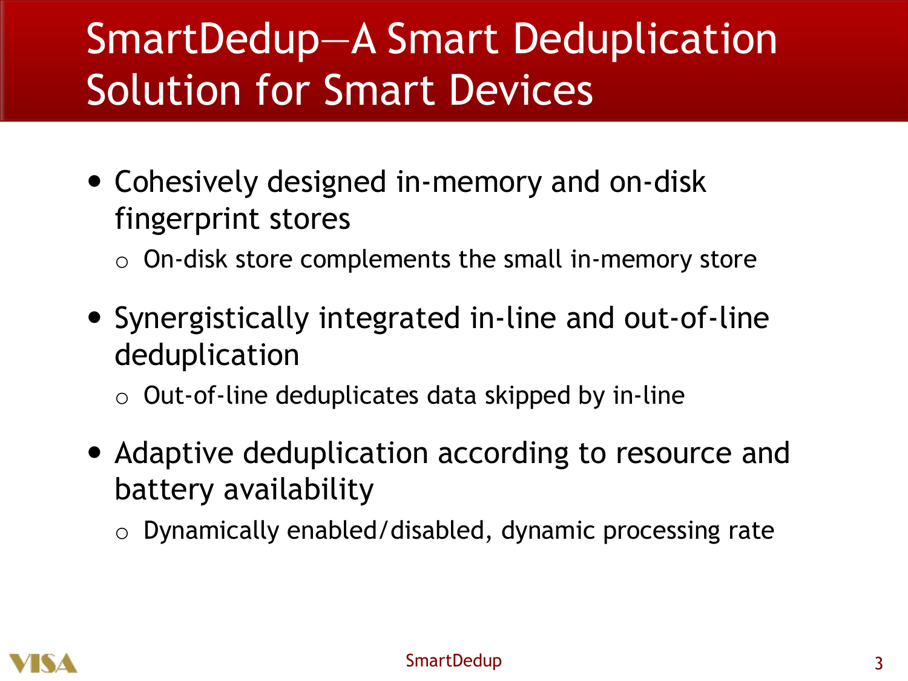# SmartDedup—A Smart Deduplication Solution for Smart Devices

- Cohesively designed in-memory and on-disk fingerprint stores
  - On-disk store complements the small in-memory store
- Synergistically integrated in-line and out-of-line deduplication
  - Out-of-line deduplicates data skipped by in-line
- Adaptive deduplication according to resource and battery availability
  - Dynamically enabled/disabled, dynamic processing rate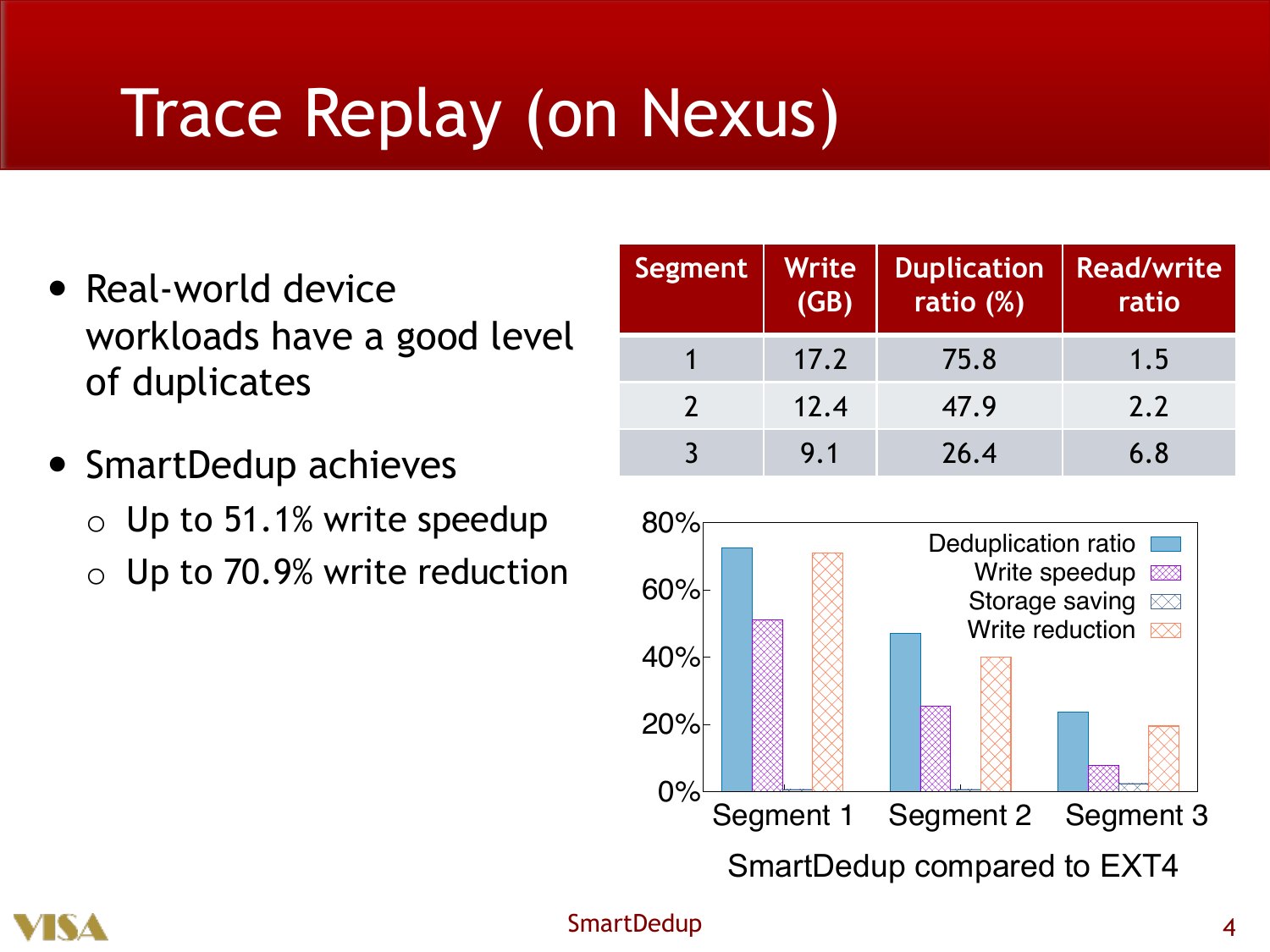# Trace Replay (on Nexus)

- Real-world device workloads have a good level of duplicates
- SmartDedup achieves
  - Up to 51.1% write speedup
  - Up to 70.9% write reduction

| Segment | Write (GB) | Duplication ratio (%) | Read/write ratio |
|---|---|---|---|
| 1 | 17.2 | 75.8 | 1.5 |
| 2 | 12.4 | 47.9 | 2.2 |
| 3 | 9.1 | 26.4 | 6.8 |

SmartDedup compared to EXT4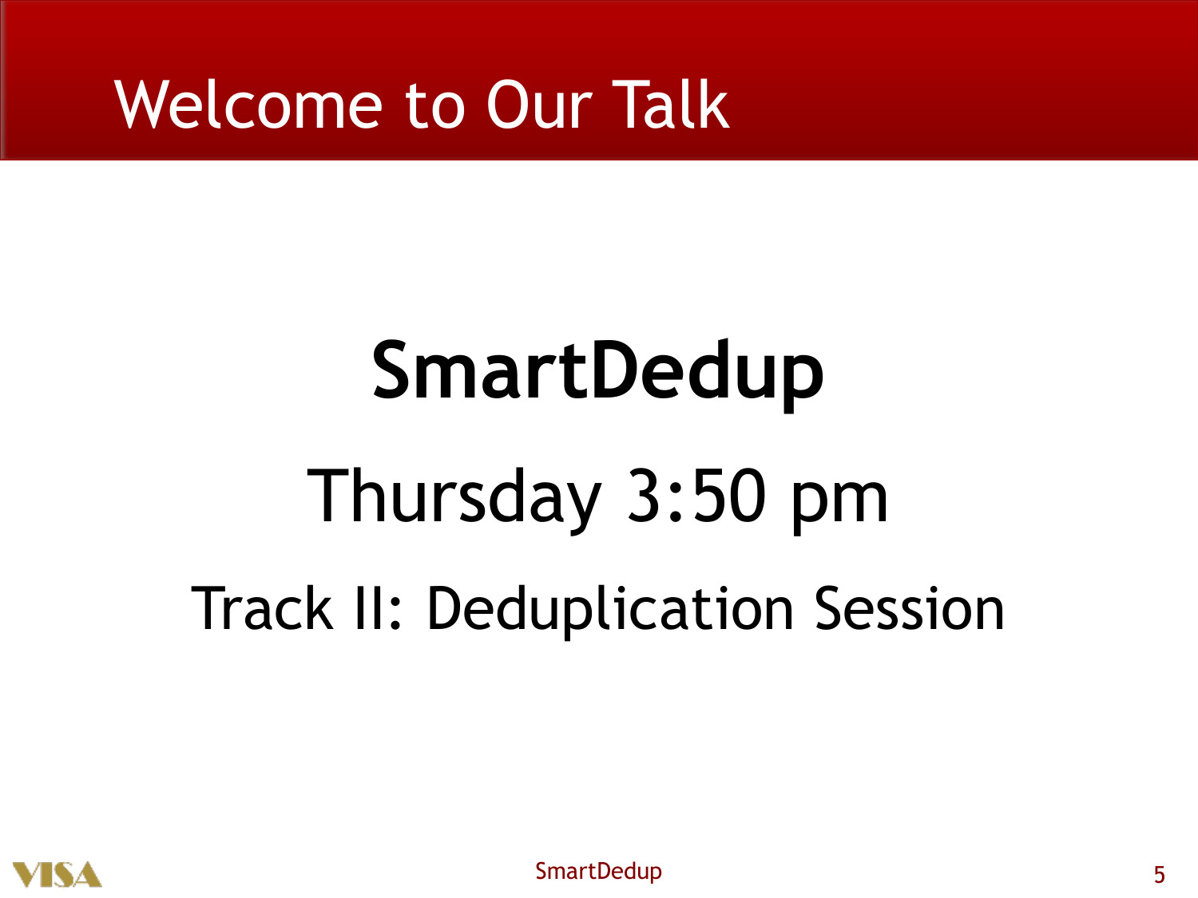# Welcome to Our Talk

**SmartDedup**

Thursday 3:50 pm

Track II: Deduplication Session